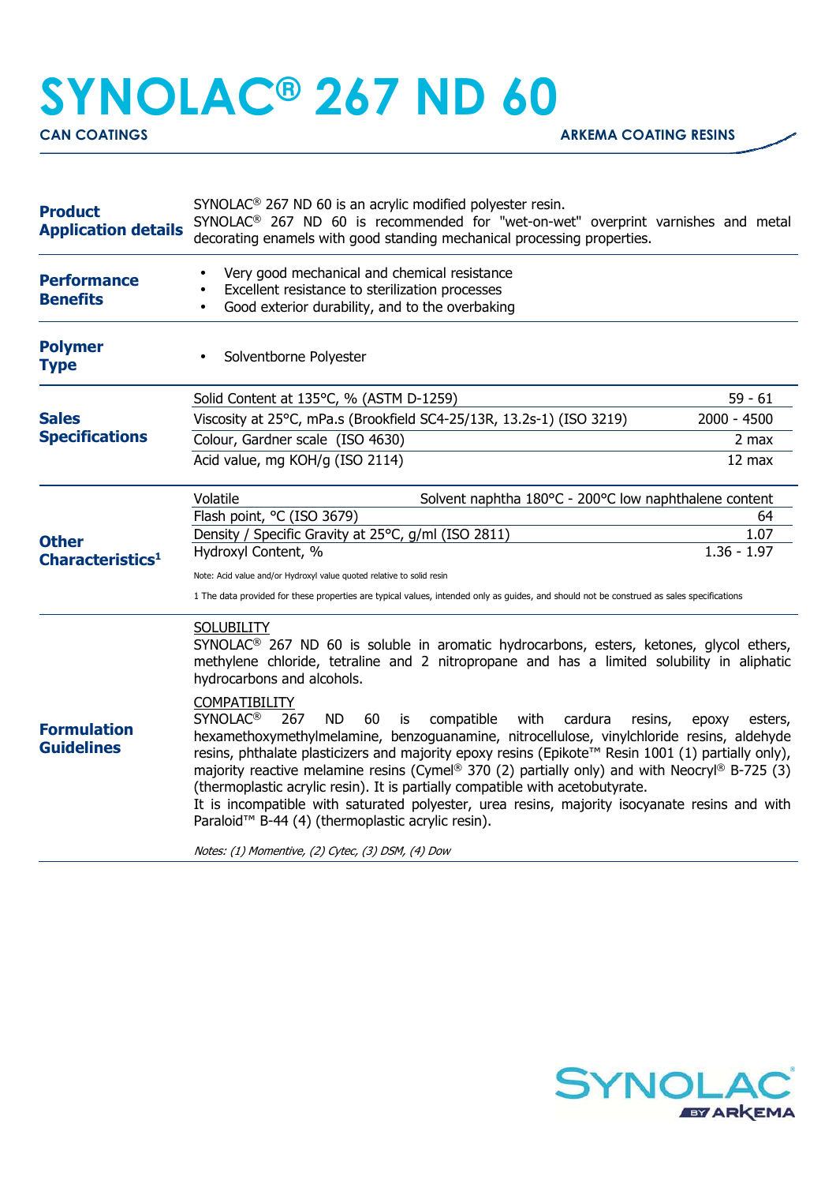# SYNOLAC® 267 ND 60

**CAN COATINGS** **ARKEMA COATING RESINS**

## Product Application details

SYNOLAC® 267 ND 60 is an acrylic modified polyester resin.
SYNOLAC® 267 ND 60 is recommended for "wet-on-wet" overprint varnishes and metal decorating enamels with good standing mechanical processing properties.

## Performance Benefits

- Very good mechanical and chemical resistance
- Excellent resistance to sterilization processes
- Good exterior durability, and to the overbaking

## Polymer Type

- Solventborne Polyester

## Sales Specifications

| Property | Value |
|---|---|
| Solid Content at 135°C, % (ASTM D-1259) | 59 - 61 |
| Viscosity at 25°C, mPa.s (Brookfield SC4-25/13R, 13.2s-1) (ISO 3219) | 2000 - 4500 |
| Colour, Gardner scale (ISO 4630) | 2 max |
| Acid value, mg KOH/g (ISO 2114) | 12 max |

## Other Characteristics[1]

| Property | Value |
|---|---|
| Volatile | Solvent naphtha 180°C - 200°C low naphthalene content |
| Flash point, °C (ISO 3679) | 64 |
| Density / Specific Gravity at 25°C, g/ml (ISO 2811) | 1.07 |
| Hydroxyl Content, % | 1.36 - 1.97 |

Note: Acid value and/or Hydroxyl value quoted relative to solid resin

1 The data provided for these properties are typical values, intended only as guides, and should not be construed as sales specifications

## Formulation Guidelines

SOLUBILITY
SYNOLAC® 267 ND 60 is soluble in aromatic hydrocarbons, esters, ketones, glycol ethers, methylene chloride, tetraline and 2 nitropropane and has a limited solubility in aliphatic hydrocarbons and alcohols.

COMPATIBILITY
SYNOLAC® 267 ND 60 is compatible with cardura resins, epoxy esters, hexamethoxymethylmelamine, benzoguanamine, nitrocellulose, vinylchloride resins, aldehyde resins, phthalate plasticizers and majority epoxy resins (Epikote™ Resin 1001 (1) partially only), majority reactive melamine resins (Cymel® 370 (2) partially only) and with Neocryl® B-725 (3) (thermoplastic acrylic resin). It is partially compatible with acetobutyrate.
It is incompatible with saturated polyester, urea resins, majority isocyanate resins and with Paraloid™ B-44 (4) (thermoplastic acrylic resin).

*Notes: (1) Momentive, (2) Cytec, (3) DSM, (4) Dow*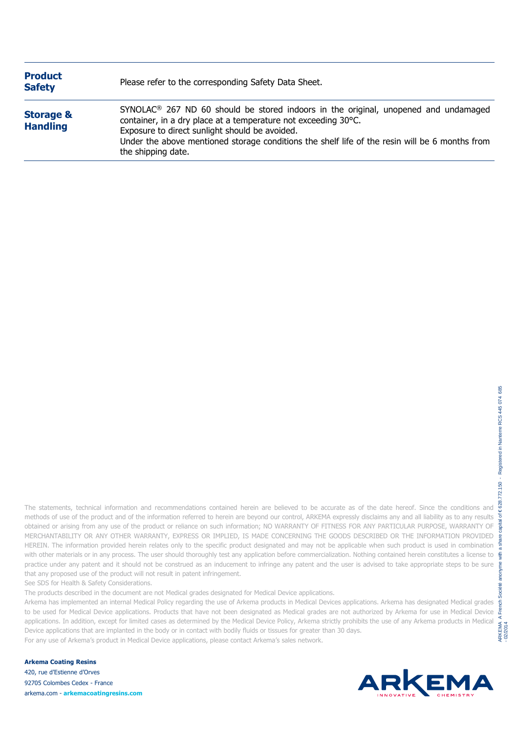| | |
|---|---|
| **Product Safety** | Please refer to the corresponding Safety Data Sheet. |
| **Storage & Handling** | SYNOLAC® 267 ND 60 should be stored indoors in the original, unopened and undamaged container, in a dry place at a temperature not exceeding 30°C.<br>Exposure to direct sunlight should be avoided.<br>Under the above mentioned storage conditions the shelf life of the resin will be 6 months from the shipping date. |

The statements, technical information and recommendations contained herein are believed to be accurate as of the date hereof. Since the conditions and methods of use of the product and of the information referred to herein are beyond our control, ARKEMA expressly disclaims any and all liability as to any results obtained or arising from any use of the product or reliance on such information; NO WARRANTY OF FITNESS FOR ANY PARTICULAR PURPOSE, WARRANTY OF MERCHANTABILITY OR ANY OTHER WARRANTY, EXPRESS OR IMPLIED, IS MADE CONCERNING THE GOODS DESCRIBED OR THE INFORMATION PROVIDED HEREIN. The information provided herein relates only to the specific product designated and may not be applicable when such product is used in combination with other materials or in any process. The user should thoroughly test any application before commercialization. Nothing contained herein constitutes a license to practice under any patent and it should not be construed as an inducement to infringe any patent and the user is advised to take appropriate steps to be sure that any proposed use of the product will not result in patent infringement.
See SDS for Health & Safety Considerations.

The products described in the document are not Medical grades designated for Medical Device applications.
Arkema has implemented an internal Medical Policy regarding the use of Arkema products in Medical Devices applications. Arkema has designated Medical grades to be used for Medical Device applications. Products that have not been designated as Medical grades are not authorized by Arkema for use in Medical Device applications. In addition, except for limited cases as determined by the Medical Device Policy, Arkema strictly prohibits the use of any Arkema products in Medical Device applications that are implanted in the body or in contact with bodily fluids or tissues for greater than 30 days.
For any use of Arkema's product in Medical Device applications, please contact Arkema's sales network.

**Arkema Coating Resins**
420, rue d'Estienne d'Orves
92705 Colombes Cedex - France
arkema.com - **arkemacoatingresins.com**

ARKEMA A French Société anonyme with a share capital of € 628.772.150 - Registered in Nanterre RCS 445 074 685 - 02/2014